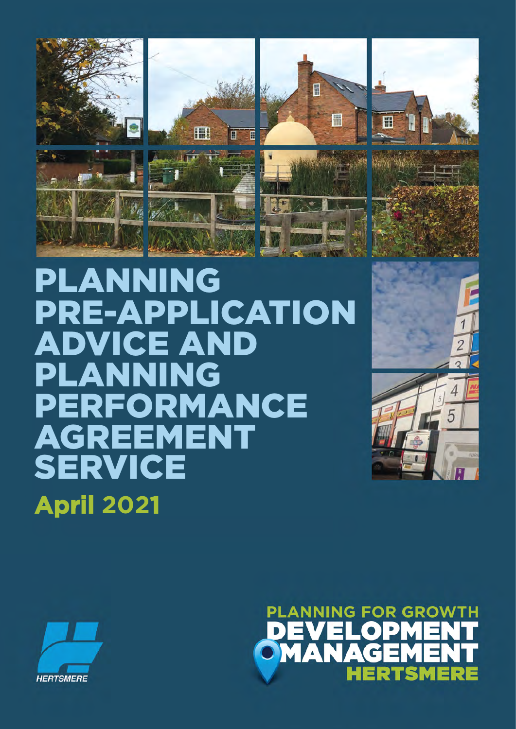# PLANNING PRE-APPLICATION ADVICE AND PLANNING PERFORMANCE AGREEMENT SERVICE

**April 2021**

HERTSMERE

PLANNING FOR GROWTH
DEVELOPMENT MANAGEMENT
HERTSMERE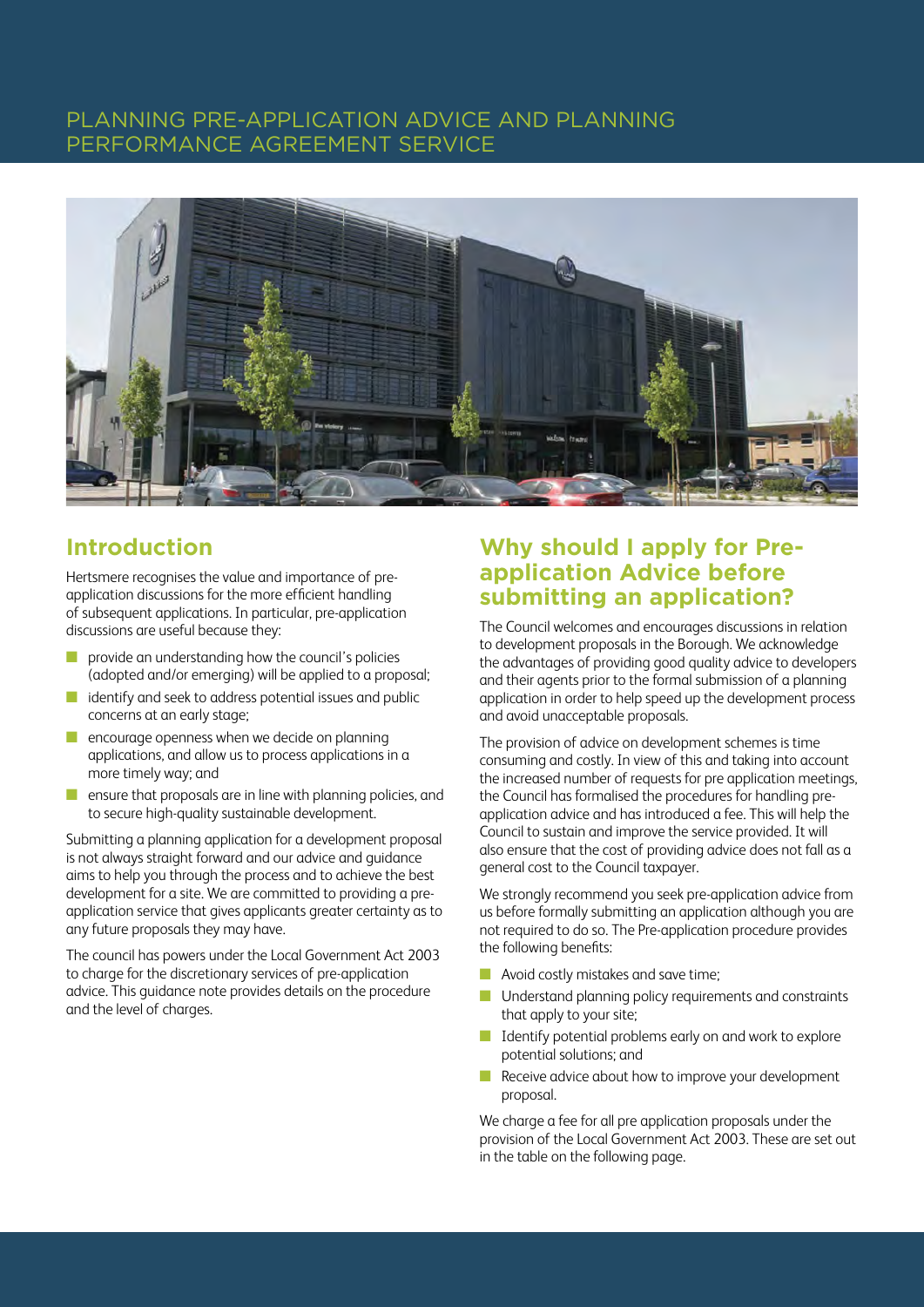# PLANNING PRE-APPLICATION ADVICE AND PLANNING PERFORMANCE AGREEMENT SERVICE

## Introduction

Hertsmere recognises the value and importance of pre-application discussions for the more efficient handling of subsequent applications. In particular, pre-application discussions are useful because they:

- provide an understanding how the council's policies (adopted and/or emerging) will be applied to a proposal;
- identify and seek to address potential issues and public concerns at an early stage;
- encourage openness when we decide on planning applications, and allow us to process applications in a more timely way; and
- ensure that proposals are in line with planning policies, and to secure high-quality sustainable development.

Submitting a planning application for a development proposal is not always straight forward and our advice and guidance aims to help you through the process and to achieve the best development for a site. We are committed to providing a pre-application service that gives applicants greater certainty as to any future proposals they may have.

The council has powers under the Local Government Act 2003 to charge for the discretionary services of pre-application advice. This guidance note provides details on the procedure and the level of charges.

## Why should I apply for Pre-application Advice before submitting an application?

The Council welcomes and encourages discussions in relation to development proposals in the Borough. We acknowledge the advantages of providing good quality advice to developers and their agents prior to the formal submission of a planning application in order to help speed up the development process and avoid unacceptable proposals.

The provision of advice on development schemes is time consuming and costly. In view of this and taking into account the increased number of requests for pre application meetings, the Council has formalised the procedures for handling pre-application advice and has introduced a fee. This will help the Council to sustain and improve the service provided. It will also ensure that the cost of providing advice does not fall as a general cost to the Council taxpayer.

We strongly recommend you seek pre-application advice from us before formally submitting an application although you are not required to do so. The Pre-application procedure provides the following benefits:

- Avoid costly mistakes and save time;
- Understand planning policy requirements and constraints that apply to your site;
- Identify potential problems early on and work to explore potential solutions; and
- Receive advice about how to improve your development proposal.

We charge a fee for all pre application proposals under the provision of the Local Government Act 2003. These are set out in the table on the following page.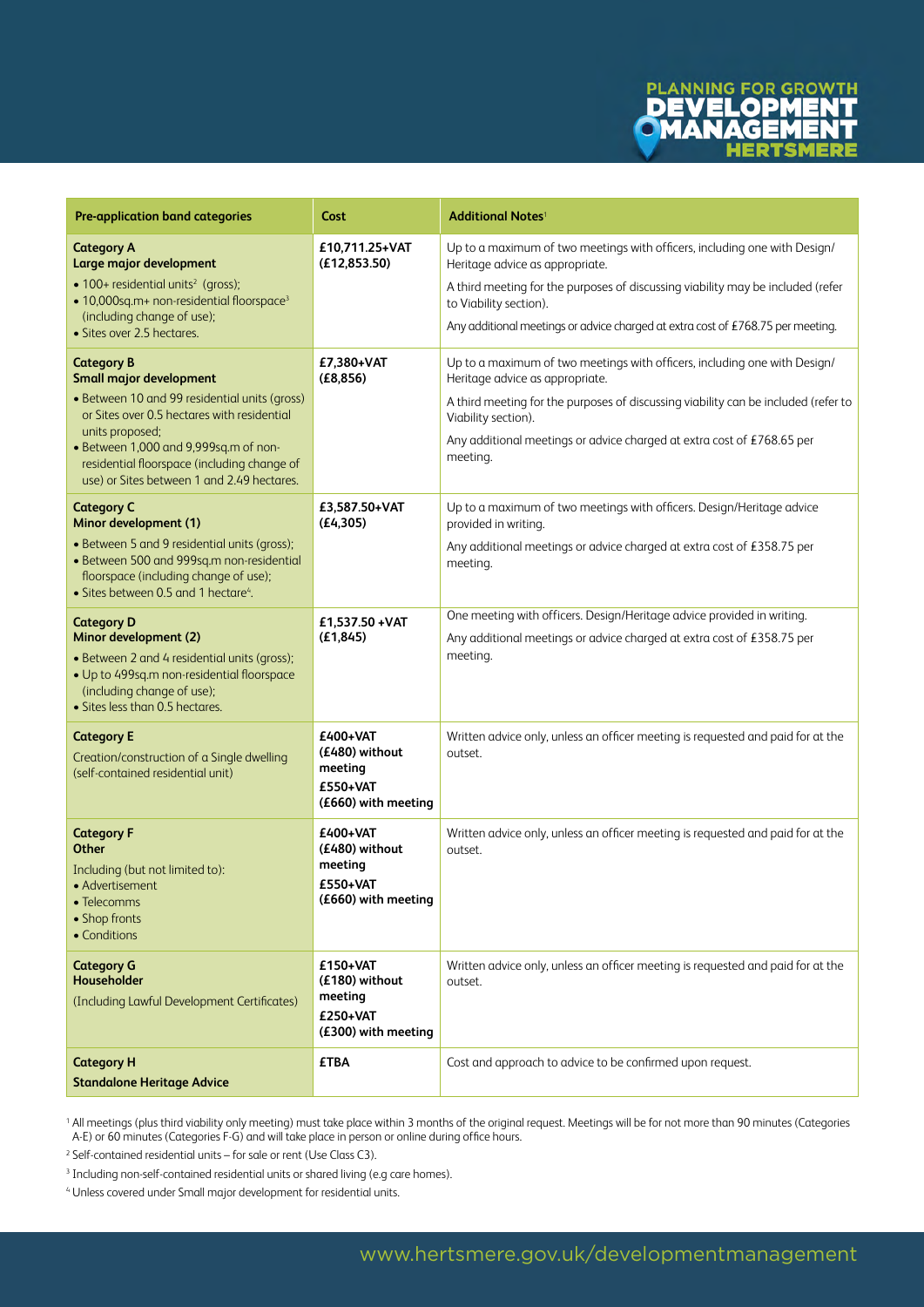| Pre-application band categories | Cost | Additional Notes[1] |
|---|---|---|
| **Category A** **Large major development** • 100+ residential units[2] (gross); • 10,000sq.m+ non-residential floorspace[3] (including change of use); • Sites over 2.5 hectares. | **£10,711.25+VAT (£12,853.50)** | Up to a maximum of two meetings with officers, including one with Design/ Heritage advice as appropriate. A third meeting for the purposes of discussing viability may be included (refer to Viability section). Any additional meetings or advice charged at extra cost of £768.75 per meeting. |
| **Category B** **Small major development** • Between 10 and 99 residential units (gross) or Sites over 0.5 hectares with residential units proposed; • Between 1,000 and 9,999sq.m of non-residential floorspace (including change of use) or Sites between 1 and 2.49 hectares. | **£7,380+VAT (£8,856)** | Up to a maximum of two meetings with officers, including one with Design/ Heritage advice as appropriate. A third meeting for the purposes of discussing viability can be included (refer to Viability section). Any additional meetings or advice charged at extra cost of £768.65 per meeting. |
| **Category C** **Minor development (1)** • Between 5 and 9 residential units (gross); • Between 500 and 999sq.m non-residential floorspace (including change of use); • Sites between 0.5 and 1 hectare[4]. | **£3,587.50+VAT (£4,305)** | Up to a maximum of two meetings with officers. Design/Heritage advice provided in writing. Any additional meetings or advice charged at extra cost of £358.75 per meeting. |
| **Category D** **Minor development (2)** • Between 2 and 4 residential units (gross); • Up to 499sq.m non-residential floorspace (including change of use); • Sites less than 0.5 hectares. | **£1,537.50 +VAT (£1,845)** | One meeting with officers. Design/Heritage advice provided in writing. Any additional meetings or advice charged at extra cost of £358.75 per meeting. |
| **Category E** Creation/construction of a Single dwelling (self-contained residential unit) | **£400+VAT (£480) without meeting** **£550+VAT (£660) with meeting** | Written advice only, unless an officer meeting is requested and paid for at the outset. |
| **Category F** **Other** Including (but not limited to): • Advertisement • Telecomms • Shop fronts • Conditions | **£400+VAT (£480) without meeting** **£550+VAT (£660) with meeting** | Written advice only, unless an officer meeting is requested and paid for at the outset. |
| **Category G** **Householder** (Including Lawful Development Certificates) | **£150+VAT (£180) without meeting** **£250+VAT (£300) with meeting** | Written advice only, unless an officer meeting is requested and paid for at the outset. |
| **Category H** **Standalone Heritage Advice** | **£TBA** | Cost and approach to advice to be confirmed upon request. |

[1] All meetings (plus third viability only meeting) must take place within 3 months of the original request. Meetings will be for not more than 90 minutes (Categories A-E) or 60 minutes (Categories F-G) and will take place in person or online during office hours.

[2] Self-contained residential units – for sale or rent (Use Class C3).

[3] Including non-self-contained residential units or shared living (e.g care homes).

[4] Unless covered under Small major development for residential units.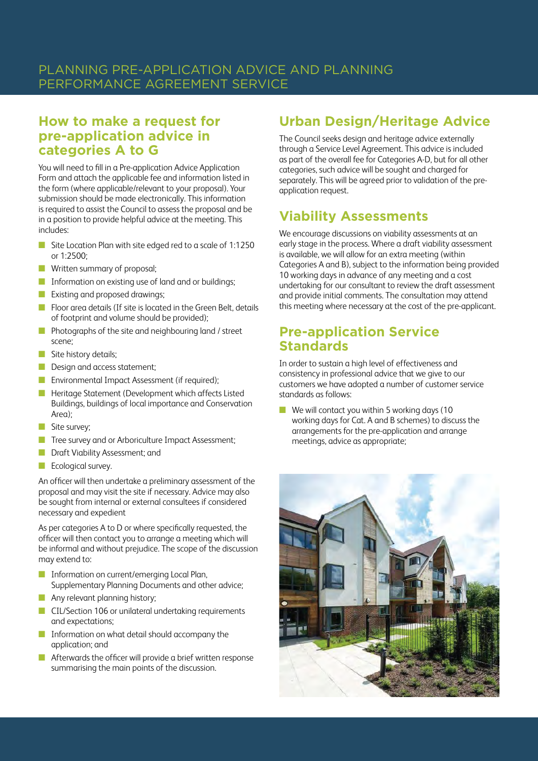## How to make a request for pre-application advice in categories A to G

You will need to fill in a Pre-application Advice Application Form and attach the applicable fee and information listed in the form (where applicable/relevant to your proposal). Your submission should be made electronically. This information is required to assist the Council to assess the proposal and be in a position to provide helpful advice at the meeting. This includes:

- Site Location Plan with site edged red to a scale of 1:1250 or 1:2500;
- Written summary of proposal;
- Information on existing use of land and or buildings;
- Existing and proposed drawings;
- Floor area details (If site is located in the Green Belt, details of footprint and volume should be provided);
- Photographs of the site and neighbouring land / street scene;
- Site history details;
- Design and access statement;
- Environmental Impact Assessment (if required);
- Heritage Statement (Development which affects Listed Buildings, buildings of local importance and Conservation Area);
- Site survey;
- Tree survey and or Arboriculture Impact Assessment;
- Draft Viability Assessment; and
- Ecological survey.

An officer will then undertake a preliminary assessment of the proposal and may visit the site if necessary. Advice may also be sought from internal or external consultees if considered necessary and expedient

As per categories A to D or where specifically requested, the officer will then contact you to arrange a meeting which will be informal and without prejudice. The scope of the discussion may extend to:

- Information on current/emerging Local Plan, Supplementary Planning Documents and other advice;
- Any relevant planning history;
- CIL/Section 106 or unilateral undertaking requirements and expectations;
- Information on what detail should accompany the application; and
- Afterwards the officer will provide a brief written response summarising the main points of the discussion.

## Urban Design/Heritage Advice

The Council seeks design and heritage advice externally through a Service Level Agreement. This advice is included as part of the overall fee for Categories A-D, but for all other categories, such advice will be sought and charged for separately. This will be agreed prior to validation of the pre-application request.

## Viability Assessments

We encourage discussions on viability assessments at an early stage in the process. Where a draft viability assessment is available, we will allow for an extra meeting (within Categories A and B), subject to the information being provided 10 working days in advance of any meeting and a cost undertaking for our consultant to review the draft assessment and provide initial comments. The consultation may attend this meeting where necessary at the cost of the pre-applicant.

## Pre-application Service Standards

In order to sustain a high level of effectiveness and consistency in professional advice that we give to our customers we have adopted a number of customer service standards as follows:

- We will contact you within 5 working days (10 working days for Cat. A and B schemes) to discuss the arrangements for the pre-application and arrange meetings, advice as appropriate;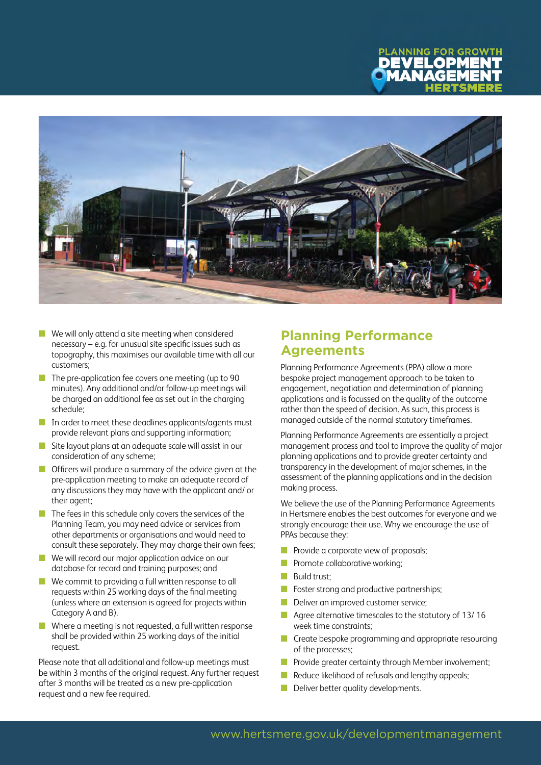- We will only attend a site meeting when considered necessary – e.g. for unusual site specific issues such as topography, this maximises our available time with all our customers;
- The pre-application fee covers one meeting (up to 90 minutes). Any additional and/or follow-up meetings will be charged an additional fee as set out in the charging schedule;
- In order to meet these deadlines applicants/agents must provide relevant plans and supporting information;
- Site layout plans at an adequate scale will assist in our consideration of any scheme;
- Officers will produce a summary of the advice given at the pre-application meeting to make an adequate record of any discussions they may have with the applicant and/ or their agent;
- The fees in this schedule only covers the services of the Planning Team, you may need advice or services from other departments or organisations and would need to consult these separately. They may charge their own fees;
- We will record our major application advice on our database for record and training purposes; and
- We commit to providing a full written response to all requests within 25 working days of the final meeting (unless where an extension is agreed for projects within Category A and B).
- Where a meeting is not requested, a full written response shall be provided within 25 working days of the initial request.

Please note that all additional and follow-up meetings must be within 3 months of the original request. Any further request after 3 months will be treated as a new pre-application request and a new fee required.

## Planning Performance Agreements

Planning Performance Agreements (PPA) allow a more bespoke project management approach to be taken to engagement, negotiation and determination of planning applications and is focussed on the quality of the outcome rather than the speed of decision. As such, this process is managed outside of the normal statutory timeframes.

Planning Performance Agreements are essentially a project management process and tool to improve the quality of major planning applications and to provide greater certainty and transparency in the development of major schemes, in the assessment of the planning applications and in the decision making process.

We believe the use of the Planning Performance Agreements in Hertsmere enables the best outcomes for everyone and we strongly encourage their use. Why we encourage the use of PPAs because they:

- Provide a corporate view of proposals;
- Promote collaborative working;
- Build trust;
- Foster strong and productive partnerships;
- Deliver an improved customer service;
- Agree alternative timescales to the statutory of 13/ 16 week time constraints;
- Create bespoke programming and appropriate resourcing of the processes;
- Provide greater certainty through Member involvement;
- Reduce likelihood of refusals and lengthy appeals;
- Deliver better quality developments.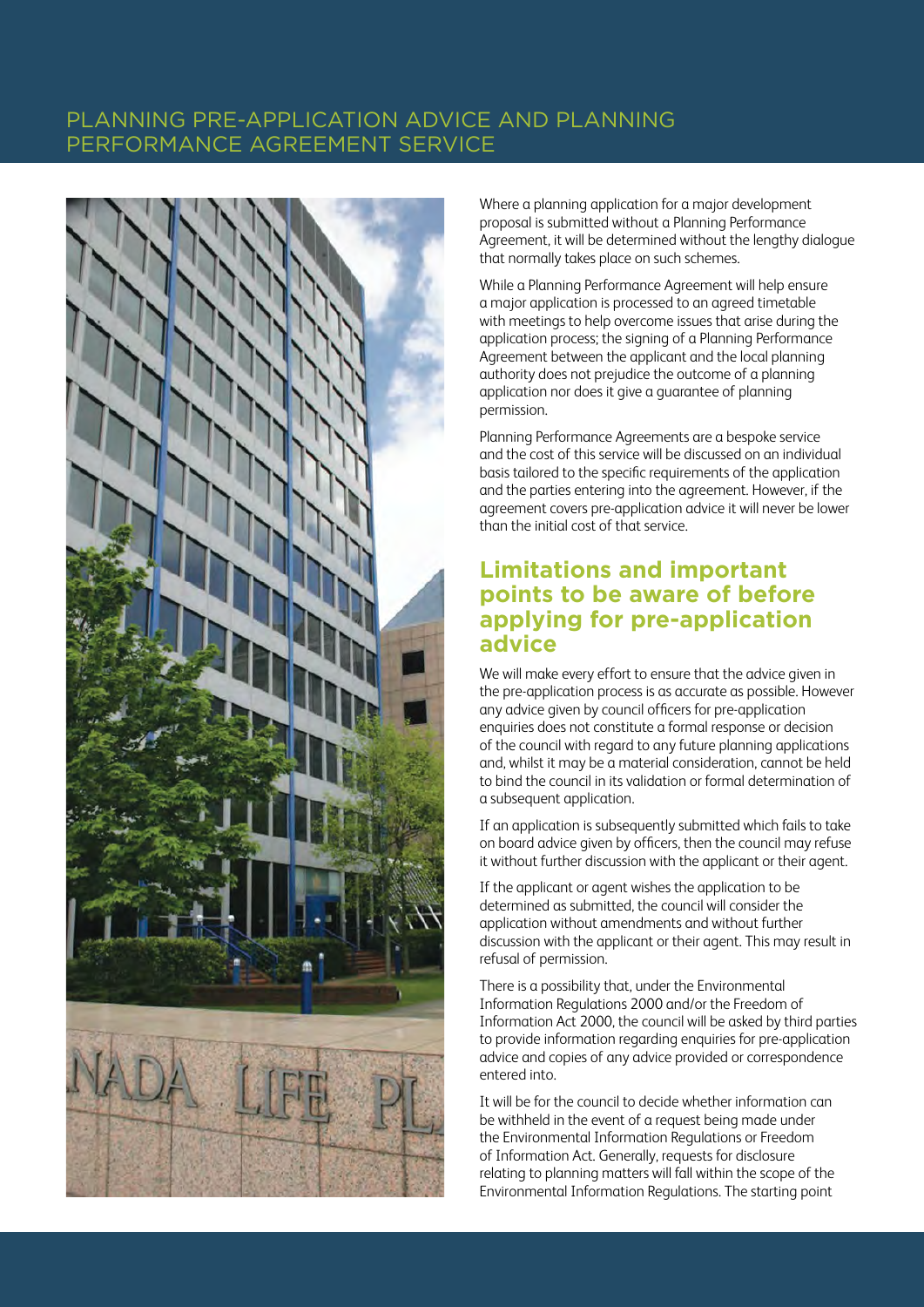Where a planning application for a major development proposal is submitted without a Planning Performance Agreement, it will be determined without the lengthy dialogue that normally takes place on such schemes.

While a Planning Performance Agreement will help ensure a major application is processed to an agreed timetable with meetings to help overcome issues that arise during the application process; the signing of a Planning Performance Agreement between the applicant and the local planning authority does not prejudice the outcome of a planning application nor does it give a guarantee of planning permission.

Planning Performance Agreements are a bespoke service and the cost of this service will be discussed on an individual basis tailored to the specific requirements of the application and the parties entering into the agreement. However, if the agreement covers pre-application advice it will never be lower than the initial cost of that service.

## Limitations and important points to be aware of before applying for pre-application advice

We will make every effort to ensure that the advice given in the pre-application process is as accurate as possible. However any advice given by council officers for pre-application enquiries does not constitute a formal response or decision of the council with regard to any future planning applications and, whilst it may be a material consideration, cannot be held to bind the council in its validation or formal determination of a subsequent application.

If an application is subsequently submitted which fails to take on board advice given by officers, then the council may refuse it without further discussion with the applicant or their agent.

If the applicant or agent wishes the application to be determined as submitted, the council will consider the application without amendments and without further discussion with the applicant or their agent. This may result in refusal of permission.

There is a possibility that, under the Environmental Information Regulations 2000 and/or the Freedom of Information Act 2000, the council will be asked by third parties to provide information regarding enquiries for pre-application advice and copies of any advice provided or correspondence entered into.

It will be for the council to decide whether information can be withheld in the event of a request being made under the Environmental Information Regulations or Freedom of Information Act. Generally, requests for disclosure relating to planning matters will fall within the scope of the Environmental Information Regulations. The starting point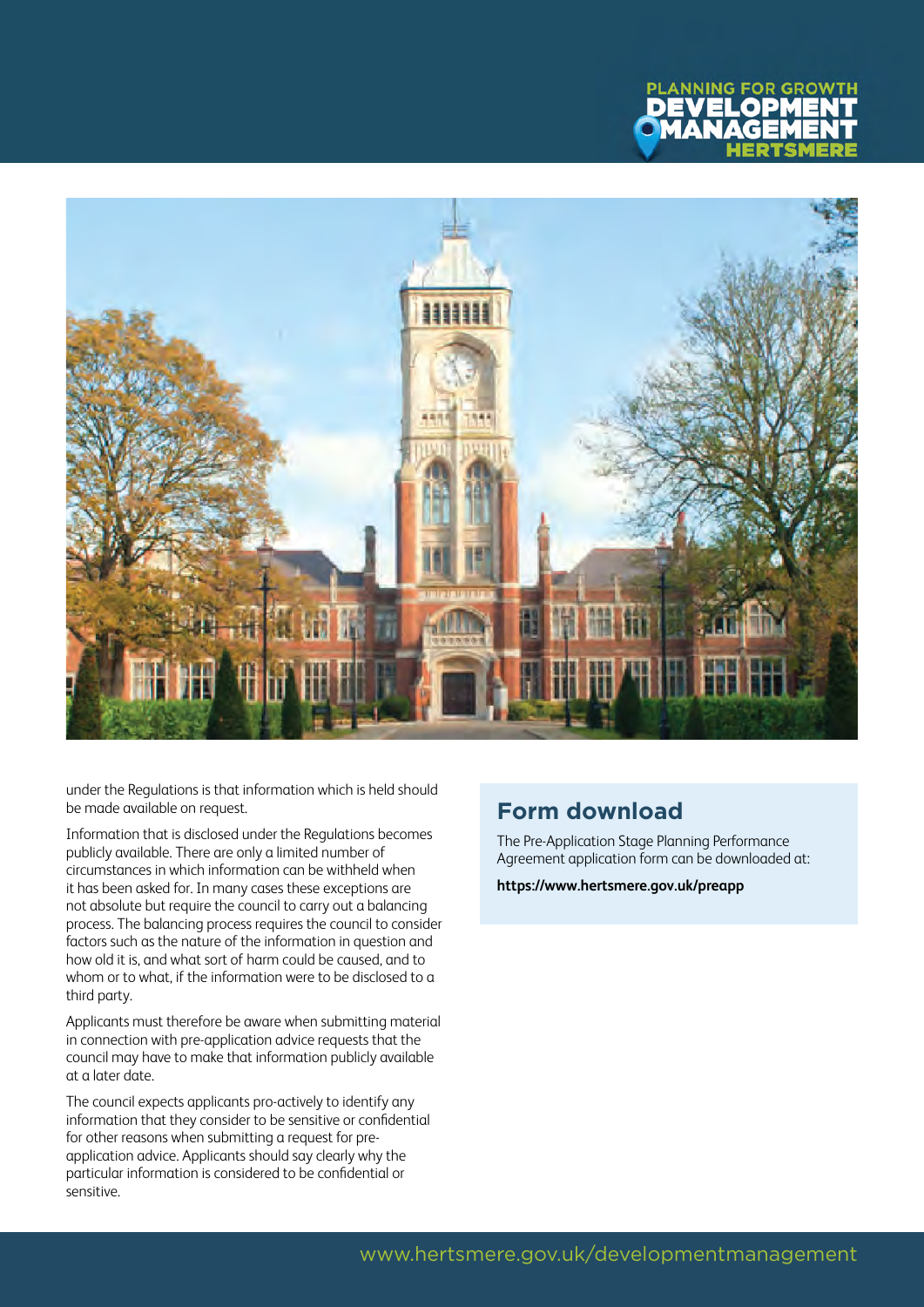under the Regulations is that information which is held should be made available on request.

Information that is disclosed under the Regulations becomes publicly available. There are only a limited number of circumstances in which information can be withheld when it has been asked for. In many cases these exceptions are not absolute but require the council to carry out a balancing process. The balancing process requires the council to consider factors such as the nature of the information in question and how old it is, and what sort of harm could be caused, and to whom or to what, if the information were to be disclosed to a third party.

Applicants must therefore be aware when submitting material in connection with pre-application advice requests that the council may have to make that information publicly available at a later date.

The council expects applicants pro-actively to identify any information that they consider to be sensitive or confidential for other reasons when submitting a request for pre-application advice. Applicants should say clearly why the particular information is considered to be confidential or sensitive.

## Form download

The Pre-Application Stage Planning Performance Agreement application form can be downloaded at:

**https://www.hertsmere.gov.uk/preapp**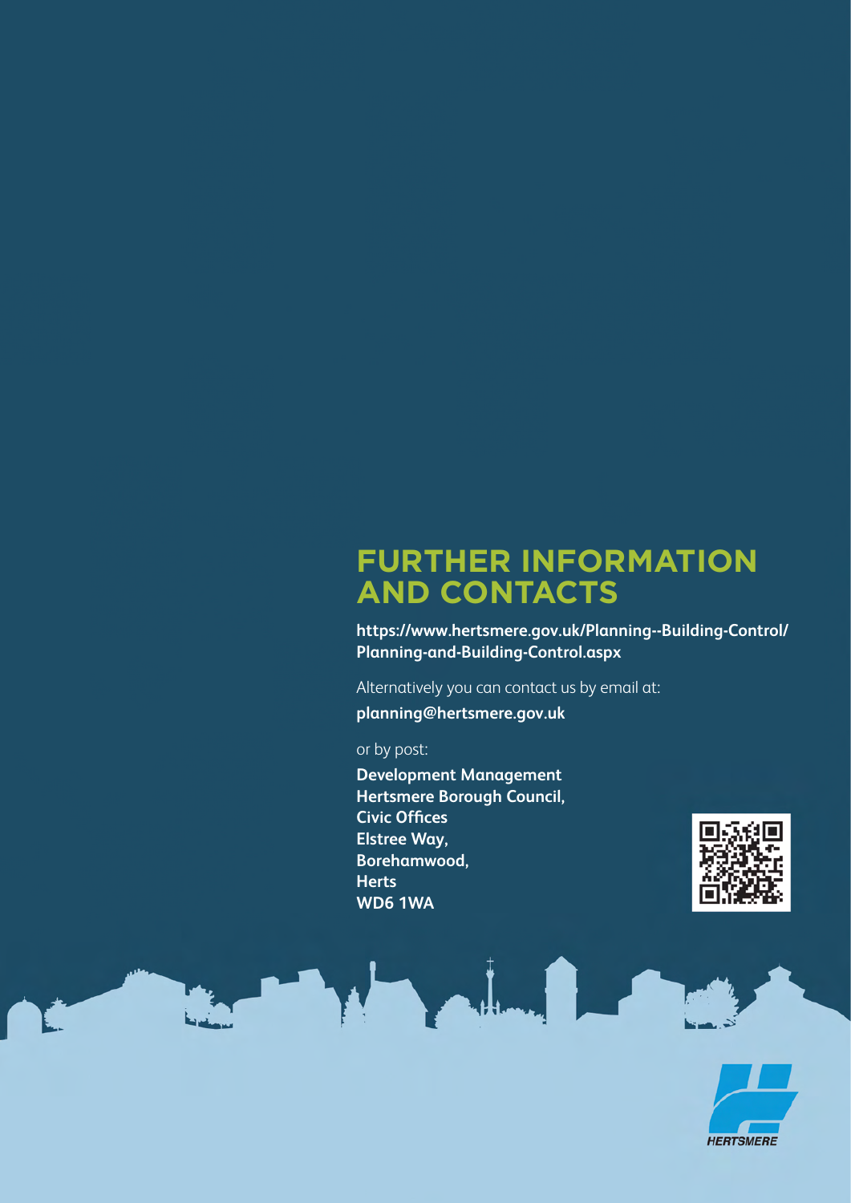# FURTHER INFORMATION AND CONTACTS

**https://www.hertsmere.gov.uk/Planning--Building-Control/Planning-and-Building-Control.aspx**

Alternatively you can contact us by email at:

**planning@hertsmere.gov.uk**

or by post:

**Development Management**
**Hertsmere Borough Council,**
**Civic Offices**
**Elstree Way,**
**Borehamwood,**
**Herts**
**WD6 1WA**

HERTSMERE